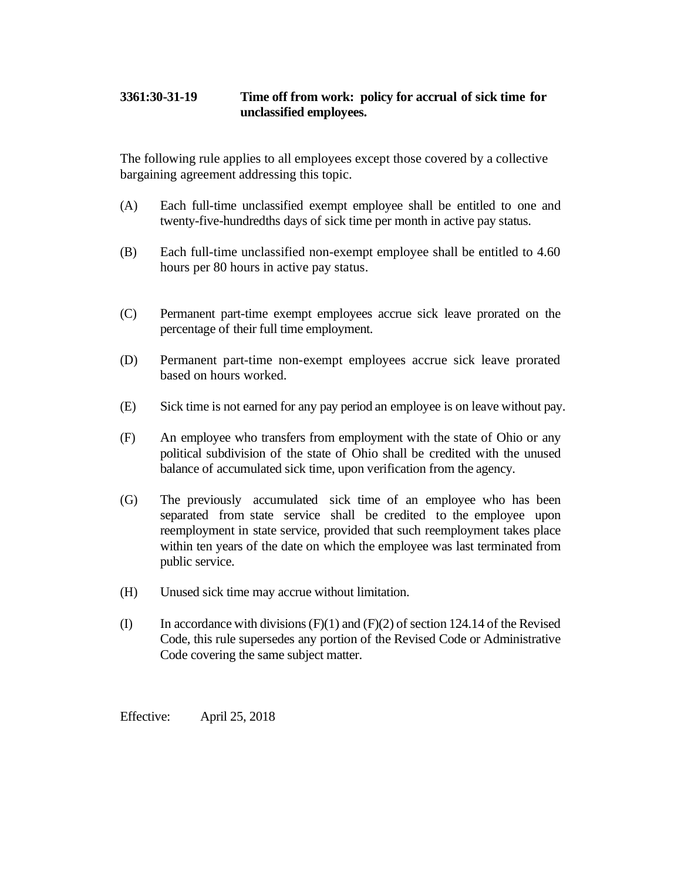**3361:30-31-19 Time off from work: policy for accrual of sick time for unclassified employees.**

The following rule applies to all employees except those covered by a collective bargaining agreement addressing this topic.

(A) Each full-time unclassified exempt employee shall be entitled to one and twenty-five-hundredths days of sick time per month in active pay status.

(B) Each full-time unclassified non-exempt employee shall be entitled to 4.60 hours per 80 hours in active pay status.

(C) Permanent part-time exempt employees accrue sick leave prorated on the percentage of their full time employment.

(D) Permanent part-time non-exempt employees accrue sick leave prorated based on hours worked.

(E) Sick time is not earned for any pay period an employee is on leave without pay.

(F) An employee who transfers from employment with the state of Ohio or any political subdivision of the state of Ohio shall be credited with the unused balance of accumulated sick time, upon verification from the agency.

(G) The previously accumulated sick time of an employee who has been separated from state service shall be credited to the employee upon reemployment in state service, provided that such reemployment takes place within ten years of the date on which the employee was last terminated from public service.

(H) Unused sick time may accrue without limitation.

(I) In accordance with divisions (F)(1) and (F)(2) of section 124.14 of the Revised Code, this rule supersedes any portion of the Revised Code or Administrative Code covering the same subject matter.

Effective: April 25, 2018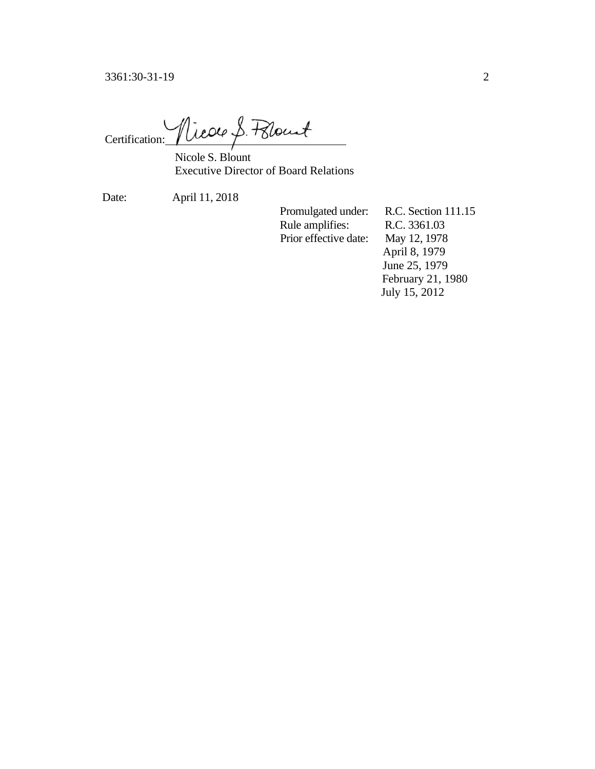Certification: Nicole S. Blount

Nicole S. Blount
Executive Director of Board Relations

Date: April 11, 2018

Promulgated under: R.C. Section 111.15
Rule amplifies: R.C. 3361.03
Prior effective date: May 12, 1978
April 8, 1979
June 25, 1979
February 21, 1980
July 15, 2012